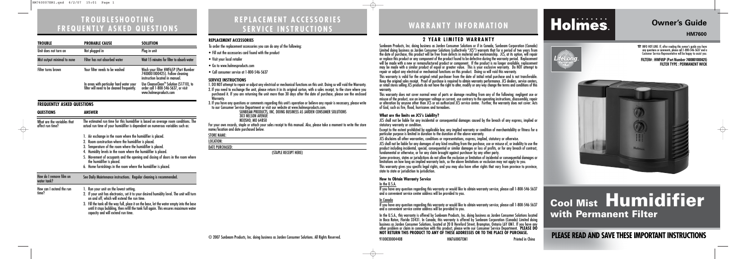# TROUBLESHOOTING FREQUENTLY ASKED QUESTIONS

| TROUBLE | PROBABLE CAUSE | SOLUTION |
|---|---|---|
| Unit does not turn on | Not plugged in | Plug in unit |
| Mist output minimal to none | Filter has not absorbed water | Wait 15 minutes for filter to absorb water |
| Filter turns brown | Your filter needs to be washed | Wash your filter HWF65P (Part Number 7400001000425). Follow cleaning instruction located in manual. |
| | In areas with particular hard water your filter will need to be cleaned frequently. | Use CleanseClean™ Solution (51710), to order call 1-800-546-5637, or visit www.holmesproducts.com |

## FREQUENTLY ASKED QUESTIONS

| QUESTIONS | ANSWER |
|---|---|
| What are the variables that affect run time? | The estimated run time for this humidifier is based on average room conditions. The actual run time of your humidifier is dependent on numerous variables such as: 1. Air exchange in the room where the humidifier is placed. 2. Room construction where the humidifier is placed. 3. Temperature of the room where the humidifier is placed. 4. Humidity levels in the room where the humidifier is placed. 5. Movement of occupants and the opening and closing of doors in the room where the humidifier is placed. 6. Home furnishings in the room where the humidifier is placed. |
| How do I remove film on water tank? | See Daily Maintenance instructions. Regular cleaning is recommended. |
| How can I extend the run time? | 1. Run your unit on the lowest setting. 2. If your unit has electronics, set it to your desired humidity level. The unit will turn on and off, which will extend the run time. 3. Fill the tank all the way full, place it on the base, let the water empty into the base until it stops bubbling, then refill the tank full again. This ensures maximum water capacity and will extend run time. |

# REPLACEMENT ACCESSORIES SERVICE INSTRUCTIONS

## REPLACEMENT ACCESSORIES

To order the replacement accessories you can do any of the following:

- Fill out the accessories card found with the product
- Visit your local retailer
- Go to www.holmesproducts.com
- Call consumer service at 1-800-546-5637

## SERVICE INSTRUCTIONS

1. DO NOT attempt to repair or adjust any electrical or mechanical functions on this unit. Doing so will void the Warranty.
2. If you need to exchange the unit, please return it in its original carton, with a sales receipt, to the store where you purchased it. If you are returning the unit more than 30 days after the date of purchase, please see the enclosed Warranty.
3. If you have any questions or comments regarding this unit's operation or believe any repair is necessary, please write to our Consumer Service Department or visit our website at www.holmesproducts.com.

SUNBEAM PRODUCTS, INC. DOING BUSINESS AS JARDEN CONSUMER SOLUTIONS
303 NELSON AVENUE
NEOSHO, MO 64850

For your own records, staple or attach your sales receipt to this manual. Also, please take a moment to write the store name/location and date purchased below.

STORE NAME:

LOCATION:

DATE PURCHASED:

(STAPLE RECEIPT HERE)

© 2007 Sunbeam Products, Inc. doing business as Jarden Consumer Solutions. All Rights Reserved.

# WARRANTY INFORMATION

## 2 YEAR LIMITED WARRANTY

Sunbeam Products, Inc. doing business as Jarden Consumer Solutions or if in Canada, Sunbeam Corporation (Canada) Limited doing business as Jarden Consumer Solutions (collectively "JCS") warrants that for a period of two years from the date of purchase, this product will be free from defects in material and workmanship. JCS, at its option, will repair or replace this product or any component of the product found to be defective during the warranty period. Replacement will be made with a new or remanufactured product or component. If the product is no longer available, replacement may be made with a similar product of equal or greater value. This is your exclusive warranty. Do NOT attempt to repair or adjust any electrical or mechanical functions on this product. Doing so will void this warranty.

This warranty is valid for the original retail purchaser from the date of initial retail purchase and is not transferable. Keep the original sales receipt. Proof of purchase is required to obtain warranty performance. JCS dealers, service centers, or retail stores selling JCS products do not have the right to alter, modify or any way change the terms and conditions of this warranty.

This warranty does not cover normal wear of parts or damage resulting from any of the following: negligent use or misuse of the product, use on improper voltage or current, use contrary to the operating instructions, disassembly, repair or alteration by anyone other than JCS or an authorized JCS service center. Further, the warranty does not cover: Acts of God, such as fire, flood, hurricanes and tornadoes.

### What are the limits on JCS's Liability?

JCS shall not be liable for any incidental or consequential damages caused by the breach of any express, implied or statutory warranty or condition.

Except to the extent prohibited by applicable law, any implied warranty or condition of merchantability or fitness for a particular purpose is limited in duration to the duration of the above warranty.

JCS disclaims all other warranties, conditions or representations, express, implied, statutory or otherwise.

JCS shall not be liable for any damages of any kind resulting from the purchase, use or misuse of, or inability to use the product including incidental, special, consequential or similar damages or loss of profits, or for any breach of contract, fundamental or otherwise, or for any claim brought against purchaser by any other party.

Some provinces, states or jurisdictions do not allow the exclusion or limitation of incidental or consequential damages or limitations on how long an implied warranty lasts, so the above limitations or exclusion may not apply to you.

This warranty gives you specific legal rights, and you may also have other rights that vary from province to province, state to state or jurisdiction to jurisdiction.

### How to Obtain Warranty Service

In the U.S.A.

If you have any question regarding this warranty or would like to obtain warranty service, please call 1-800-546-5637 and a convenient service center address will be provided to you.

In Canada

If you have any question regarding this warranty or would like to obtain warranty service, please call 1-800-546-5637 and a convenient service center address will be provided to you.

In the U.S.A., this warranty is offered by Sunbeam Products, Inc. doing business as Jarden Consumer Solutions located in Boca Raton, Florida 33431. In Canada, this warranty is offered by Sunbeam Corporation (Canada) Limited doing business as Jarden Consumer Solutions, located at 20 B Hereford Street, Brampton, Ontario L6Y 0M1. If you have any other problem or claim in connection with this product, please write our Consumer Service Department. **PLEASE DO NOT RETURN THIS PRODUCT TO ANY OF THESE ADDRESSES OR TO THE PLACE OF PURCHASE.**

9100030004408 HM760007EM1 Printed in China

# Holmes.

## Owner's Guide

### HM7600

☎ INFO HOT-LINE: If, after reading this owner's guide you have any questions or comments, please call 1-800-546-5637 and a Customer Service Representative will be happy to assist you.

**FILTER# : HWF65P (Part Number 7400001000425)**
**FILTER TYPE : PERMANENT WICK**

# Cool Mist Humidifier with Permanent Filter

**PLEASE READ AND SAVE THESE IMPORTANT INSTRUCTIONS**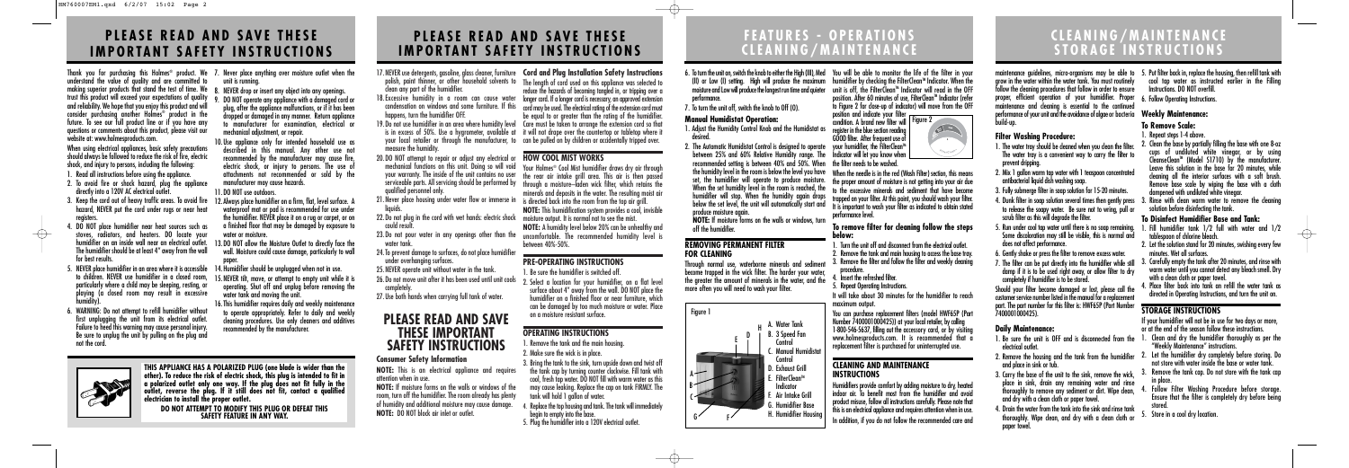# PLEASE READ AND SAVE THESE IMPORTANT SAFETY INSTRUCTIONS

Thank you for purchasing this Holmes® product. We understand the value of quality and are committed to making superior products that stand the test of time. We trust this product will exceed your expectations of quality and reliability. We hope that you enjoy this product and will consider purchasing another Holmes® product in the future. To see our full product line or if you have any questions or comments about this product, please visit our website at: www.holmesproducts.com.

When using electrical appliances, basic safety precautions should always be followed to reduce the risk of fire, electric shock, and injury to persons, including the following:

1. Read all instructions before using the appliance.
2. To avoid fire or shock hazard, plug the appliance directly into a 120V AC electrical outlet.
3. Keep the cord out of heavy traffic areas. To avoid fire hazard, NEVER put the cord under rugs or near heat registers.
4. DO NOT place humidifier near heat sources such as stoves, radiators, and heaters. DO locate your humidifier on an inside wall near an electrical outlet. The humidifier should be at least 4" away from the wall for best results.
5. NEVER place humidifier in an area where it is accessible to children. NEVER use humidifier in a closed room, particularly where a child may be sleeping, resting, or playing (a closed room may result in excessive humidity).
6. WARNING: DO not attempt to refill humidifier without first unplugging the unit from its electrical outlet. Failure to heed this warning may cause personal injury. Be sure to unplug the unit by pulling on the plug and not the cord.
7. Never place anything over moisture outlet when the unit is running.
8. NEVER drop or insert any object into any openings.
9. DO NOT operate any appliance with a damaged cord or plug, after the appliance malfunctions, or if it has been dropped or damaged in any manner. Return appliance to manufacturer for examination, electrical or mechanical adjustment, or repair.
10. Use appliance only for intended household use as described in this manual. Any other use not recommended by the manufacturer may cause fire, electric shock, or injury to persons. The use of attachments not recommended or sold by the manufacturer may cause hazards.
11. DO NOT use outdoors.
12. Always place humidifier on a firm, flat, level surface. A waterproof mat or pad is recommended for use under the humidifier. NEVER place it on a rug or carpet, or on a finished floor that may be damaged by exposure to water or moisture.
13. DO NOT allow the Moisture Outlet to directly face the wall. Moisture could cause damage, particularly to wall paper.
14. Humidifier should be unplugged when not in use.
15. NEVER tilt, move, or attempt to empty unit while it is operating. Shut off and unplug before removing the water tank and moving the unit.
16. This humidifier requires daily and weekly maintenance to operate appropriately. Refer to daily and weekly cleaning procedures. Use only cleaners and additives recommended by the manufacturer.

**THIS APPLIANCE HAS A POLARIZED PLUG (one blade is wider than the other). To reduce the risk of electric shock, this plug is intended to fit in a polarized outlet only one way. If the plug does not fit fully in the outlet, reverse the plug. If it still does not fit, contact a qualified electrician to install the proper outlet.**

**DO NOT ATTEMPT TO MODIFY THIS PLUG OR DEFEAT THIS SAFETY FEATURE IN ANY WAY.**

# PLEASE READ AND SAVE THESE IMPORTANT SAFETY INSTRUCTIONS

17. NEVER use detergents, gasoline, glass cleaner, furniture polish, paint thinner, or other household solvents to clean any part of the humidifier.
18. Excessive humidity in a room can cause water condensation on windows and some furniture. If this happens, turn the humidifier OFF.
19. Do not use humidifier in an area where humidity level is in excess of 50%. Use a hygrometer, available at your local retailer or through the manufacturer, to measure the humidity.
20. DO NOT attempt to repair or adjust any electrical or mechanical functions on this unit. Doing so will void your warranty. The inside of the unit contains no user serviceable parts. All servicing should be performed by qualified personnel only.
21. Never place housing under water flow or immerse in liquids.
22. Do not plug in the cord with wet hands: electric shock could result.
23. Do not pour water in any openings other than the water tank.
24. To prevent damage to surfaces, do not place humidifier under overhanging surfaces.
25. NEVER operate unit without water in the tank.
26. Do not move unit after it has been used until unit cools completely.
27. Use both hands when carrying full tank of water.

## Cord and Plug Installation Safety Instructions

The length of cord used on this appliance was selected to reduce the hazards of becoming tangled in, or tripping over a longer cord. If a longer cord is necessary, an approved extension cord may be used. The electrical rating of the extension cord must be equal to or greater than the rating of the humidifier. Care must be taken to arrange the extension cord so that it will not drape over the countertop or tabletop where it can be pulled on by children or accidentally tripped over.

## HOW COOL MIST WORKS

Your Holmes® Cool Mist Humidifier draws dry air through the rear air intake grill area. This air is then passed through a moisture-laden wick filter, which retains the minerals and deposits in the water. The resulting moist air is directed back into the room from the top air grill.

**NOTE:** This humidification system provides a cool, invisible moisture output. It is normal not to see the mist.

**NOTE:** A humidity level below 20% can be unhealthy and uncomfortable. The recommended humidity level is between 40%-50%.

## PRE-OPERATING INSTRUCTIONS

1. Be sure the humidifier is switched off.
2. Select a location for your humidifier, on a flat level surface about 4" away from the wall. DO NOT place the humidifier on a finished floor or near furniture, which can be damaged by too much moisture or water. Place on a moisture resistant surface.

## OPERATING INSTRUCTIONS

1. Remove the tank and the main housing.
2. Make sure the wick is in place.
3. Take the tank to the sink, turn upside down and twist off the tank cap by turning counter clockwise. Fill tank with cool, fresh tap water. DO NOT fill with warm water as this may cause leaking. Replace the cap on tank FIRMLY. The tank will hold 1 gallon of water.
4. Replace the top housing and tank. The tank will immediately begin to empty into the base.
5. Plug the humidifier into a 120V electrical outlet.

# PLEASE READ AND SAVE THESE IMPORTANT SAFETY INSTRUCTIONS

## Consumer Safety Information

**NOTE:** This is an electrical appliance and requires attention when in use.

**NOTE:** If moisture forms on the walls or windows of the room, turn off the humidifier. The room already has plenty of humidity and additional moisture may cause damage.

**NOTE:** DO NOT block air inlet or outlet.

# FEATURES - OPERATIONS CLEANING/MAINTENANCE

6. To turn the unit on, switch the knob to either the High (III), Med (II) or Low (I) setting. High will produce the maximum moisture and Low will produce the longest run time and quieter performance.
7. To turn the unit off, switch the knob to Off (O).

## Manual Humidistat Operation:

1. Adjust the Humidity Control Knob and the Humidistat as desired.
2. The Automatic Humidistat Control is designed to operate between 25% and 60% Relative Humidity range. The recommended setting is between 40% and 50%. When the humidity level in the room is below the level you have set, the humidifier will operate to produce moisture. When the set humidity level in the room is reached, the humidifier will stop. When the humidity again drops below the set level, the unit will automatically start and produce moisture again.

**NOTE:** If moisture forms on the walls or windows, turn off the humidifier.

## REMOVING PERMANENT FILTER FOR CLEANING

Through normal use, waterborne minerals and sediment become trapped in the wick filter. The harder your water, the greater the amount of minerals in the water, and the more often you will need to wash your filter.

Figure 1

A. Water Tank
B. 3 Speed Fan Control
C. Manual Humidistat Control
D. Exhaust Grill
E. FilterClean™ Indicator
F. Air Intake Grill
G. Humidifier Base
H. Humidifier Housing

You will be able to monitor the life of the filter in your humidifier by checking the FilterClean™ Indicator. When the unit is off, the FilterClean™ Indicator will read in the OFF position. After 60 minutes of use, FilterClean™ Indicator (refer to Figure 2 for close-up of indicator) will move from the OFF position and indicate your filter condition. A brand new filter will register in the blue section reading GOOD filter. After frequent use of your humidifier, the FilterClean™ Indicator will let you know when the filter needs to be washed. When the needle is in the red (Wash Filter) section, this means the proper amount of moisture is not getting into your air due to the excessive minerals and sediment that have become trapped on your filter. At this point, you should wash your filter. It is important to wash your filter as indicated to obtain stated performance level.

Figure 2

### To remove filter for cleaning follow the steps below:

1. Turn the unit off and disconnect from the electrical outlet.
2. Remove the tank and main housing to access the base tray.
3. Remove the filter and follow the filter and weekly cleaning procedure.
4. Insert the refreshed filter.
5. Repeat Operating Instructions.

It will take about 30 minutes for the humidifier to reach maximum output.

You can purchase replacement filters (model HWF65P (Part Number 7400001000425)) at your local retailer, by calling 1-800-546-5637, filling out the accessory card, or by visiting www.holmesproducts.com. It is recommended that a replacement filter is purchased for uninterrupted use.

## CLEANING AND MAINTENANCE INSTRUCTIONS

Humidifiers provide comfort by adding moisture to dry, heated indoor air. To benefit most from the humidifier and avoid product misuse, follow all instructions carefully. Please note that this is an electrical appliance and requires attention when in use.

In addition, if you do not follow the recommended care and maintenance guidelines, micro-organisms may be able to grow in the water within the water tank. You must routinely follow the cleaning procedures that follow in order to ensure proper, efficient operation of your humidifier. Proper maintenance and cleaning is essential to the continued performance of your unit and the avoidance of algae or bacteria build-up.

# CLEANING/MAINTENANCE STORAGE INSTRUCTIONS

## Filter Washing Procedure:

1. The water tray should be cleaned when you clean the filter. The water tray is a convenient way to carry the filter to prevent dripping.
2. Mix 1 gallon warm tap water with 1 teaspoon concentrated antibacterial liquid dish washing soap.
3. Fully submerge filter in soap solution for 15-20 minutes.
4. Dunk filter in soap solution several times then gently press to release the soapy water. Be sure not to wring, pull or scrub filter as this will degrade the filter.
5. Run under cool tap water until there is no soap remaining. Some discoloration may still be visible, this is normal and does not affect performance.
6. Gently shake or press the filter to remove excess water.
7. The filter can be put directly into the humidifier while still damp if it is to be used right away, or allow filter to dry completely if humidifier is to be stored.

Should your filter become damaged or lost, please call the customer service number listed in the manual for a replacement part. The part number for this filter is: HWF65P (Part Number 7400001000425).

## Daily Maintenance:

1. Be sure the unit is OFF and is disconnected from the electrical outlet.
2. Remove the housing and the tank from the humidifier and place in sink or tub.
3. Carry the base of the unit to the sink, remove the wick, place in sink, drain any remaining water and rinse thoroughly to remove any sediment or dirt. Wipe clean, and dry with a clean cloth or paper towel.
4. Drain the water from the tank into the sink and rinse tank thoroughly. Wipe clean, and dry with a clean cloth or paper towel.
5. Put filter back in, replace the housing, then refill tank with cool tap water as instructed earlier in the Filling Instructions. DO NOT overfill.
6. Follow Operating Instructions.

## Weekly Maintenance:

### To Remove Scale:

1. Repeat steps 1-4 above.
2. Clean the base by partially filling the base with one 8-oz cups of undiluted white vinegar, or by using CleanseClean™ (Model 51710) by the manufacturer. Leave this solution in the base for 20 minutes, while cleaning all the interior surfaces with a soft brush. Remove base scale by wiping the base with a cloth dampened with undiluted white vinegar.
3. Rinse with clean warm water to remove the cleaning solution before disinfecting the tank.

### To Disinfect Humidifier Base and Tank:

1. Fill humidifier tank 1/2 full with water and 1/2 tablespoon of chlorine bleach.
2. Let the solution stand for 20 minutes, swishing every few minutes. Wet all surfaces.
3. Carefully empty the tank after 20 minutes and rinse with warm water until you cannot detect any bleach smell. Dry with a clean cloth or paper towel.
4. Place filter back into tank an refill the water tank as directed in Operating Instructions, and turn the unit on.

## STORAGE INSTRUCTIONS

If your humidifier will not be in use for two days or more, or at the end of the season follow these instructions.

1. Clean and dry the humidifier thoroughly as per the "Weekly Maintenance" instructions.
2. Let the humidifier dry completely before storing. Do not store with water inside the base or water tank.
3. Remove the tank cap. Do not store with the tank cap in place.
4. Follow Filter Washing Procedure before storage. Ensure that the filter is completely dry before being stored.
5. Store in a cool dry location.